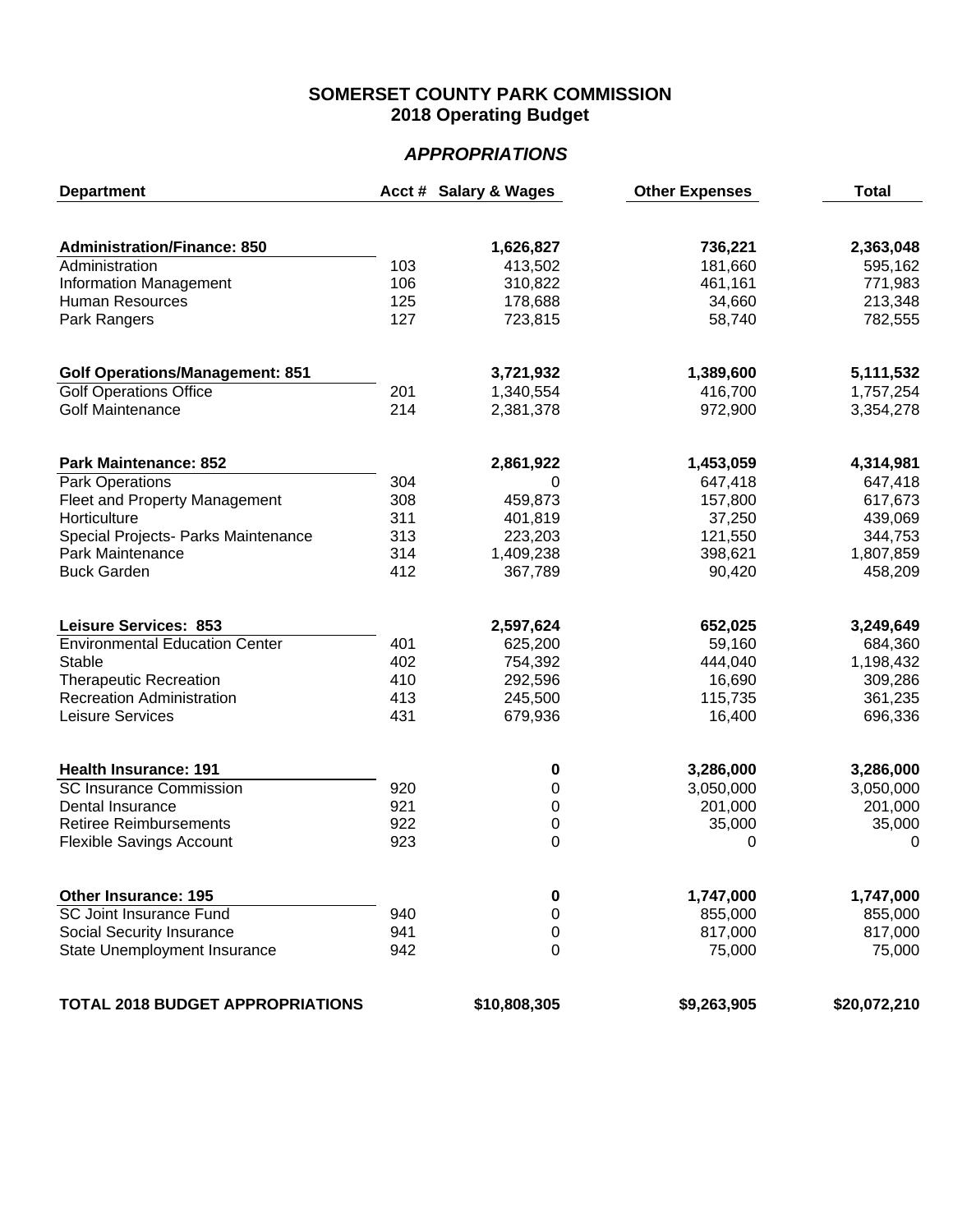# SOMERSET COUNTY PARK COMMISSION
## 2018 Operating Budget

### *APPROPRIATIONS*

| Department | Acct # | Salary & Wages | Other Expenses | Total |
|---|---|---|---|---|
| **Administration/Finance: 850** | | **1,626,827** | **736,221** | **2,363,048** |
| Administration | 103 | 413,502 | 181,660 | 595,162 |
| Information Management | 106 | 310,822 | 461,161 | 771,983 |
| Human Resources | 125 | 178,688 | 34,660 | 213,348 |
| Park Rangers | 127 | 723,815 | 58,740 | 782,555 |
| **Golf Operations/Management: 851** | | **3,721,932** | **1,389,600** | **5,111,532** |
| Golf Operations Office | 201 | 1,340,554 | 416,700 | 1,757,254 |
| Golf Maintenance | 214 | 2,381,378 | 972,900 | 3,354,278 |
| **Park Maintenance: 852** | | **2,861,922** | **1,453,059** | **4,314,981** |
| Park Operations | 304 | 0 | 647,418 | 647,418 |
| Fleet and Property Management | 308 | 459,873 | 157,800 | 617,673 |
| Horticulture | 311 | 401,819 | 37,250 | 439,069 |
| Special Projects- Parks Maintenance | 313 | 223,203 | 121,550 | 344,753 |
| Park Maintenance | 314 | 1,409,238 | 398,621 | 1,807,859 |
| Buck Garden | 412 | 367,789 | 90,420 | 458,209 |
| **Leisure Services: 853** | | **2,597,624** | **652,025** | **3,249,649** |
| Environmental Education Center | 401 | 625,200 | 59,160 | 684,360 |
| Stable | 402 | 754,392 | 444,040 | 1,198,432 |
| Therapeutic Recreation | 410 | 292,596 | 16,690 | 309,286 |
| Recreation Administration | 413 | 245,500 | 115,735 | 361,235 |
| Leisure Services | 431 | 679,936 | 16,400 | 696,336 |
| **Health Insurance: 191** | | **0** | **3,286,000** | **3,286,000** |
| SC Insurance Commission | 920 | 0 | 3,050,000 | 3,050,000 |
| Dental Insurance | 921 | 0 | 201,000 | 201,000 |
| Retiree Reimbursements | 922 | 0 | 35,000 | 35,000 |
| Flexible Savings Account | 923 | 0 | 0 | 0 |
| **Other Insurance: 195** | | **0** | **1,747,000** | **1,747,000** |
| SC Joint Insurance Fund | 940 | 0 | 855,000 | 855,000 |
| Social Security Insurance | 941 | 0 | 817,000 | 817,000 |
| State Unemployment Insurance | 942 | 0 | 75,000 | 75,000 |
| **TOTAL 2018 BUDGET APPROPRIATIONS** | | **$10,808,305** | **$9,263,905** | **$20,072,210** |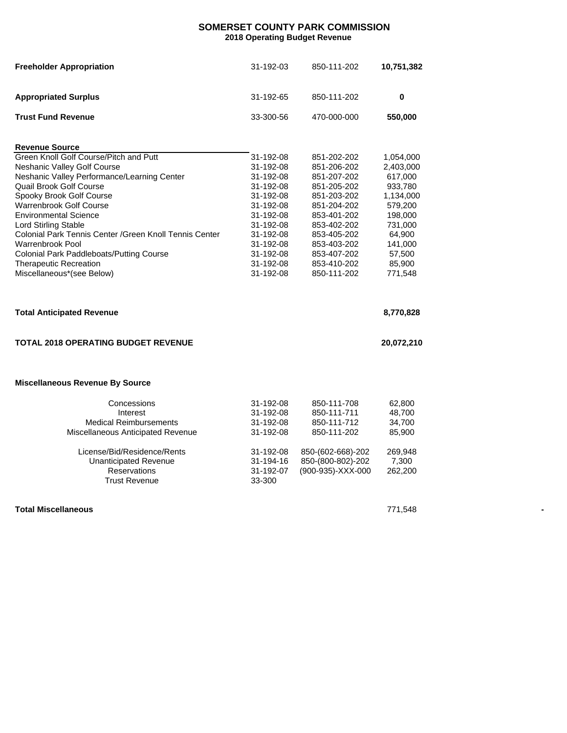# SOMERSET COUNTY PARK COMMISSION

## 2018 Operating Budget Revenue

| | | | |
|---|---|---|---|
| **Freeholder Appropriation** | 31-192-03 | 850-111-202 | **10,751,382** |
| **Appropriated Surplus** | 31-192-65 | 850-111-202 | **0** |
| **Trust Fund Revenue** | 33-300-56 | 470-000-000 | **550,000** |
| **Revenue Source** | | | |
| Green Knoll Golf Course/Pitch and Putt | 31-192-08 | 851-202-202 | 1,054,000 |
| Neshanic Valley Golf Course | 31-192-08 | 851-206-202 | 2,403,000 |
| Neshanic Valley Performance/Learning Center | 31-192-08 | 851-207-202 | 617,000 |
| Quail Brook Golf Course | 31-192-08 | 851-205-202 | 933,780 |
| Spooky Brook Golf Course | 31-192-08 | 851-203-202 | 1,134,000 |
| Warrenbrook Golf Course | 31-192-08 | 851-204-202 | 579,200 |
| Environmental Science | 31-192-08 | 853-401-202 | 198,000 |
| Lord Stirling Stable | 31-192-08 | 853-402-202 | 731,000 |
| Colonial Park Tennis Center /Green Knoll Tennis Center | 31-192-08 | 853-405-202 | 64,900 |
| Warrenbrook Pool | 31-192-08 | 853-403-202 | 141,000 |
| Colonial Park Paddleboats/Putting Course | 31-192-08 | 853-407-202 | 57,500 |
| Therapeutic Recreation | 31-192-08 | 853-410-202 | 85,900 |
| Miscellaneous*(see Below) | 31-192-08 | 850-111-202 | 771,548 |
| **Total Anticipated Revenue** | | | **8,770,828** |
| **TOTAL 2018 OPERATING BUDGET REVENUE** | | | **20,072,210** |

### Miscellaneous Revenue By Source

| | | | | |
|---|---|---|---|---|
| Concessions | 31-192-08 | 850-111-708 | 62,800 | |
| Interest | 31-192-08 | 850-111-711 | 48,700 | |
| Medical Reimbursements | 31-192-08 | 850-111-712 | 34,700 | |
| Miscellaneous Anticipated Revenue | 31-192-08 | 850-111-202 | 85,900 | |
| License/Bid/Residence/Rents | 31-192-08 | 850-(602-668)-202 | 269,948 | |
| Unanticipated Revenue | 31-194-16 | 850-(800-802)-202 | 7,300 | |
| Reservations | 31-192-07 | (900-935)-XXX-000 | 262,200 | |
| Trust Revenue | 33-300 | | | |
| **Total Miscellaneous** | | | 771,548 | - |